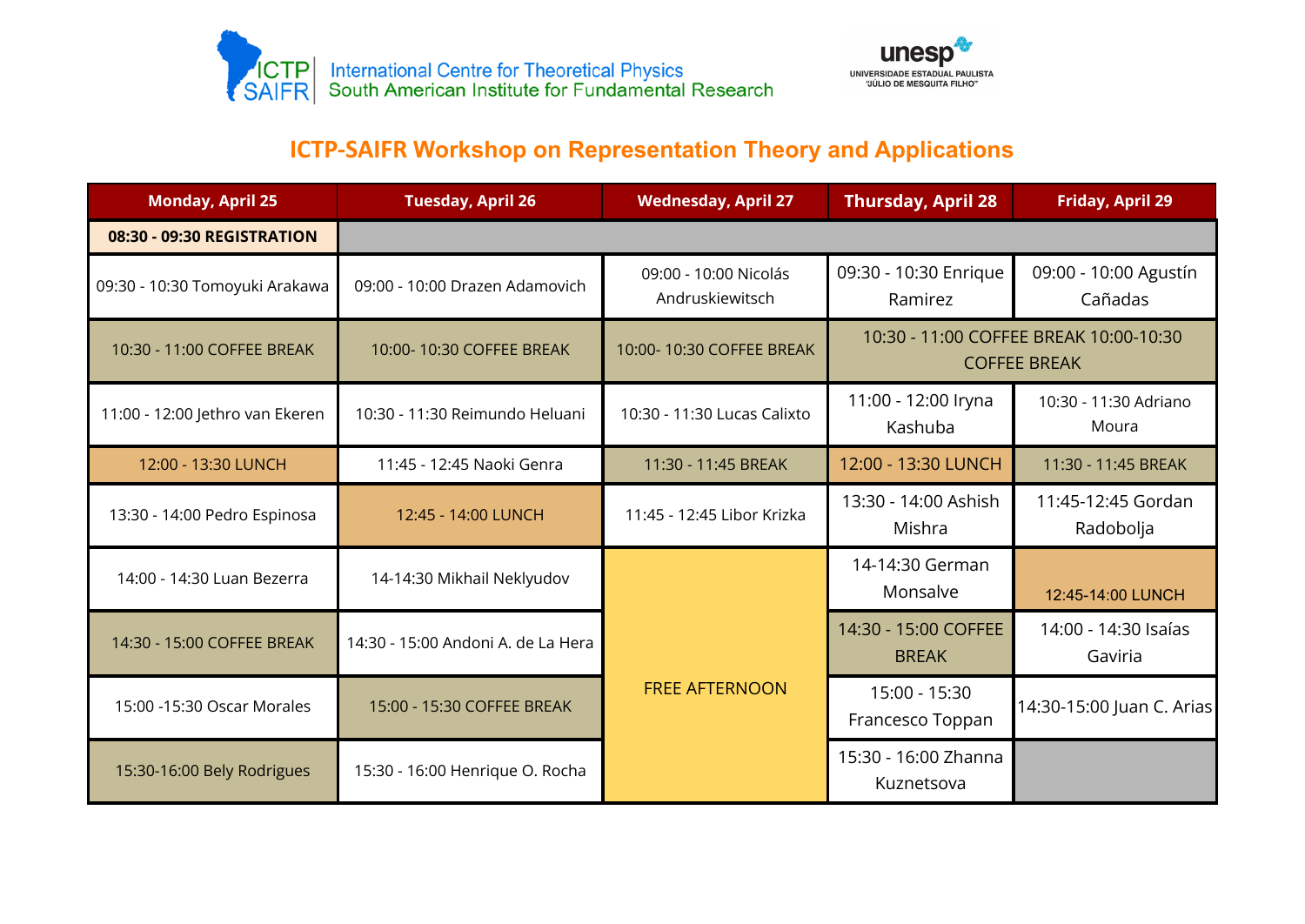ICTP SAIFR International Centre for Theoretical Physics South American Institute for Fundamental Research

unesp UNIVERSIDADE ESTADUAL PAULISTA "JÚLIO DE MESQUITA FILHO"

# ICTP-SAIFR Workshop on Representation Theory and Applications

| Monday, April 25 | Tuesday, April 26 | Wednesday, April 27 | Thursday, April 28 | Friday, April 29 |
|---|---|---|---|---|
| **08:30 - 09:30 REGISTRATION** | | | | |
| 09:30 - 10:30 Tomoyuki Arakawa | 09:00 - 10:00 Drazen Adamovich | 09:00 - 10:00 Nicolás Andruskiewitsch | 09:30 - 10:30 Enrique Ramirez | 09:00 - 10:00 Agustín Cañadas |
| 10:30 - 11:00 COFFEE BREAK | 10:00- 10:30 COFFEE BREAK | 10:00- 10:30 COFFEE BREAK | 10:30 - 11:00 COFFEE BREAK 10:00-10:30 COFFEE BREAK | |
| 11:00 - 12:00 Jethro van Ekeren | 10:30 - 11:30 Reimundo Heluani | 10:30 - 11:30 Lucas Calixto | 11:00 - 12:00 Iryna Kashuba | 10:30 - 11:30 Adriano Moura |
| 12:00 - 13:30 LUNCH | 11:45 - 12:45 Naoki Genra | 11:30 - 11:45 BREAK | 12:00 - 13:30 LUNCH | 11:30 - 11:45 BREAK |
| 13:30 - 14:00 Pedro Espinosa | 12:45 - 14:00 LUNCH | 11:45 - 12:45 Libor Krizka | 13:30 - 14:00 Ashish Mishra | 11:45-12:45 Gordan Radobolja |
| 14:00 - 14:30 Luan Bezerra | 14-14:30 Mikhail Neklyudov | FREE AFTERNOON | 14-14:30 German Monsalve | 12:45-14:00 LUNCH |
| 14:30 - 15:00 COFFEE BREAK | 14:30 - 15:00 Andoni A. de La Hera | | 14:30 - 15:00 COFFEE BREAK | 14:00 - 14:30 Isaías Gaviria |
| 15:00 -15:30 Oscar Morales | 15:00 - 15:30 COFFEE BREAK | | 15:00 - 15:30 Francesco Toppan | 14:30-15:00 Juan C. Arias |
| 15:30-16:00 Bely Rodrigues | 15:30 - 16:00 Henrique O. Rocha | | 15:30 - 16:00 Zhanna Kuznetsova | |